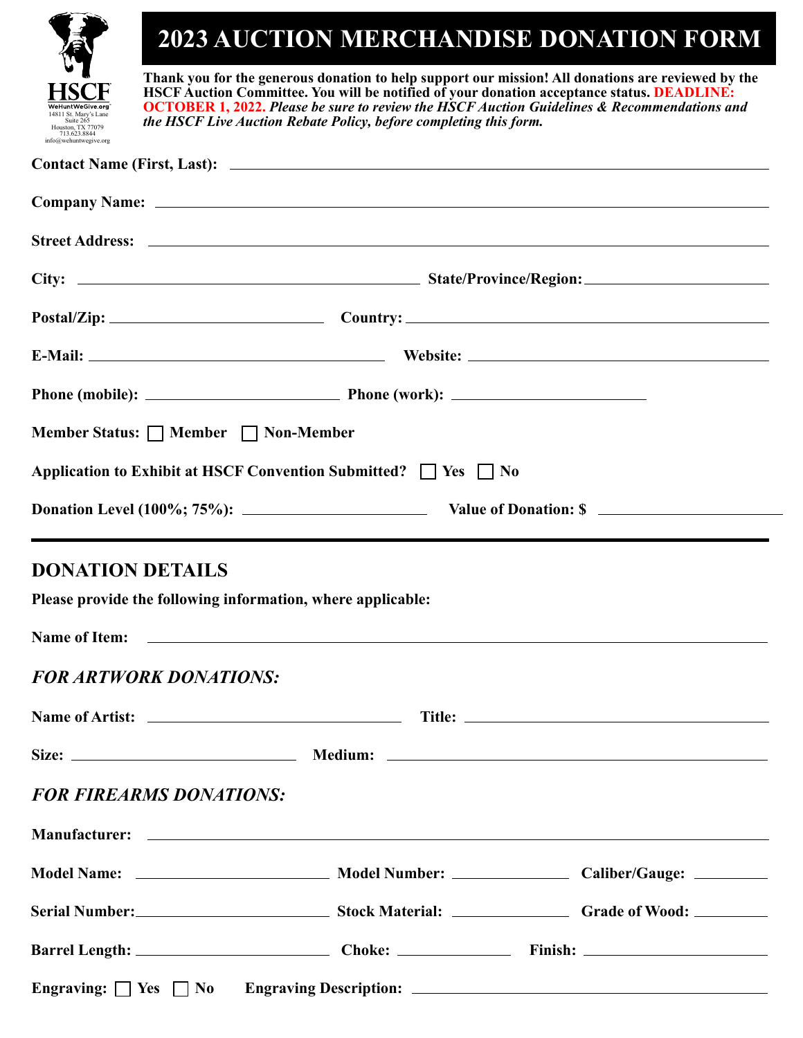HSCF
WeHuntWeGive.org
14811 St. Mary's Lane
Suite 265
Houston, TX 77079
713.623.8844
info@wehuntwegive.org

# 2023 AUCTION MERCHANDISE DONATION FORM

**Thank you for the generous donation to help support our mission! All donations are reviewed by the HSCF Auction Committee. You will be notified of your donation acceptance status. DEADLINE: OCTOBER 1, 2022.** ***Please be sure to review the HSCF Auction Guidelines & Recommendations and the HSCF Live Auction Rebate Policy, before completing this form.***

**Contact Name (First, Last):** ______________________________

**Company Name:** ______________________________

**Street Address:** ______________________________

**City:** ____________________ **State/Province/Region:** ____________________

**Postal/Zip:** ____________________ **Country:** ____________________

**E-Mail:** ____________________ **Website:** ____________________

**Phone (mobile):** ____________________ **Phone (work):** ____________________

**Member Status:** ☐ **Member** ☐ **Non-Member**

**Application to Exhibit at HSCF Convention Submitted?** ☐ **Yes** ☐ **No**

**Donation Level (100%; 75%):** ____________________ **Value of Donation: $** ____________________

---

## DONATION DETAILS

**Please provide the following information, where applicable:**

**Name of Item:** ______________________________

### *FOR ARTWORK DONATIONS:*

**Name of Artist:** ____________________ **Title:** ____________________

**Size:** ____________________ **Medium:** ____________________

### *FOR FIREARMS DONATIONS:*

**Manufacturer:** ______________________________

**Model Name:** ____________________ **Model Number:** ____________ **Caliber/Gauge:** ____________

**Serial Number:** ____________________ **Stock Material:** ____________ **Grade of Wood:** ____________

**Barrel Length:** ____________________ **Choke:** ____________ **Finish:** ____________

**Engraving:** ☐ **Yes** ☐ **No** **Engraving Description:** ______________________________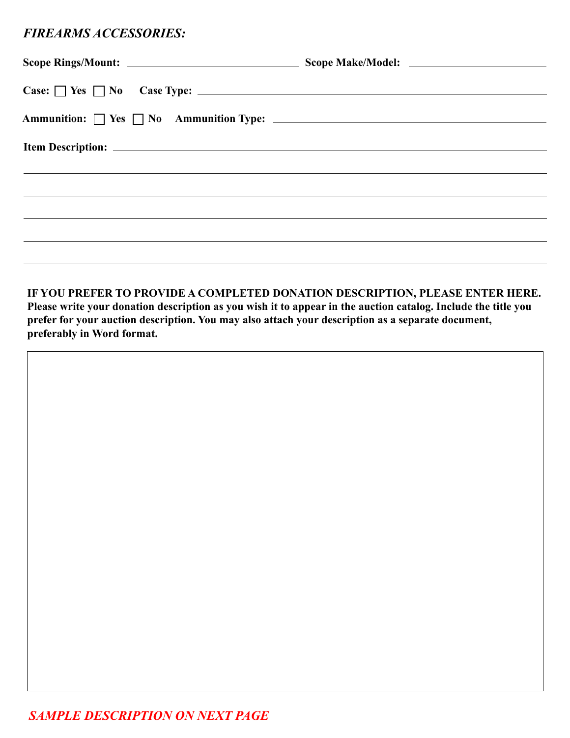*FIREARMS ACCESSORIES:*

**Scope Rings/Mount:** ______________________________ **Scope Make/Model:** ________________________

**Case:** ☐ **Yes** ☐ **No** **Case Type:** ____________________________________________________________

**Ammunition:** ☐ **Yes** ☐ **No** **Ammunition Type:** ____________________________________________

**Item Description:** ______________________________________________________________________________

_____________________________________________________________________________________________

_____________________________________________________________________________________________

_____________________________________________________________________________________________

_____________________________________________________________________________________________

_____________________________________________________________________________________________

**IF YOU PREFER TO PROVIDE A COMPLETED DONATION DESCRIPTION, PLEASE ENTER HERE. Please write your donation description as you wish it to appear in the auction catalog. Include the title you prefer for your auction description. You may also attach your description as a separate document, preferably in Word format.**

| |
|---|
| |

***SAMPLE DESCRIPTION ON NEXT PAGE***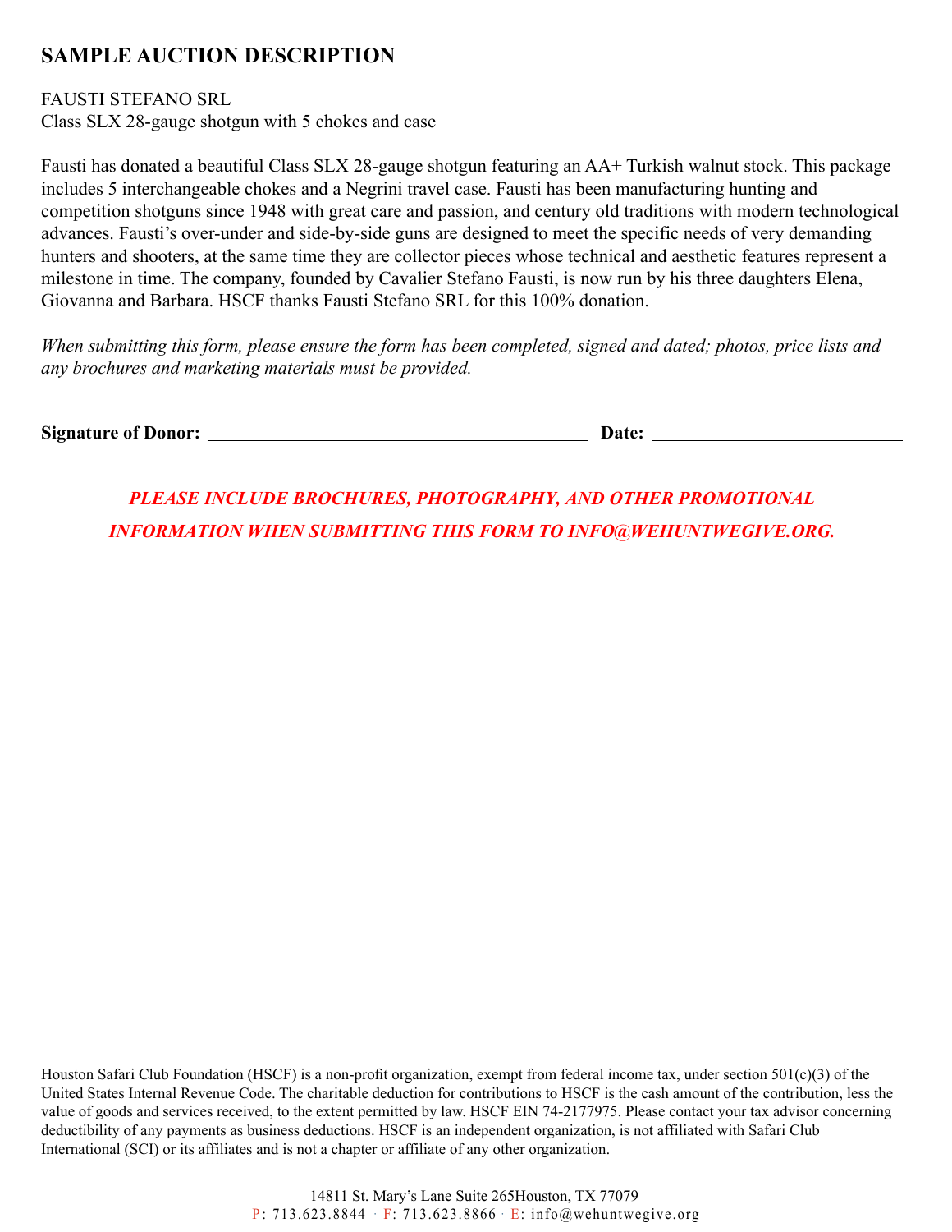## SAMPLE AUCTION DESCRIPTION

FAUSTI STEFANO SRL
Class SLX 28-gauge shotgun with 5 chokes and case

Fausti has donated a beautiful Class SLX 28-gauge shotgun featuring an AA+ Turkish walnut stock. This package includes 5 interchangeable chokes and a Negrini travel case. Fausti has been manufacturing hunting and competition shotguns since 1948 with great care and passion, and century old traditions with modern technological advances. Fausti's over-under and side-by-side guns are designed to meet the specific needs of very demanding hunters and shooters, at the same time they are collector pieces whose technical and aesthetic features represent a milestone in time. The company, founded by Cavalier Stefano Fausti, is now run by his three daughters Elena, Giovanna and Barbara. HSCF thanks Fausti Stefano SRL for this 100% donation.

*When submitting this form, please ensure the form has been completed, signed and dated; photos, price lists and any brochures and marketing materials must be provided.*

**Signature of Donor:** ______________________________ **Date:** ____________________

***PLEASE INCLUDE BROCHURES, PHOTOGRAPHY, AND OTHER PROMOTIONAL INFORMATION WHEN SUBMITTING THIS FORM TO INFO@WEHUNTWEGIVE.ORG.***

Houston Safari Club Foundation (HSCF) is a non-profit organization, exempt from federal income tax, under section 501(c)(3) of the United States Internal Revenue Code. The charitable deduction for contributions to HSCF is the cash amount of the contribution, less the value of goods and services received, to the extent permitted by law. HSCF EIN 74-2177975. Please contact your tax advisor concerning deductibility of any payments as business deductions. HSCF is an independent organization, is not affiliated with Safari Club International (SCI) or its affiliates and is not a chapter or affiliate of any other organization.

14811 St. Mary's Lane Suite 265Houston, TX 77079
P: 713.623.8844 · F: 713.623.8866 · E: info@wehuntwegive.org